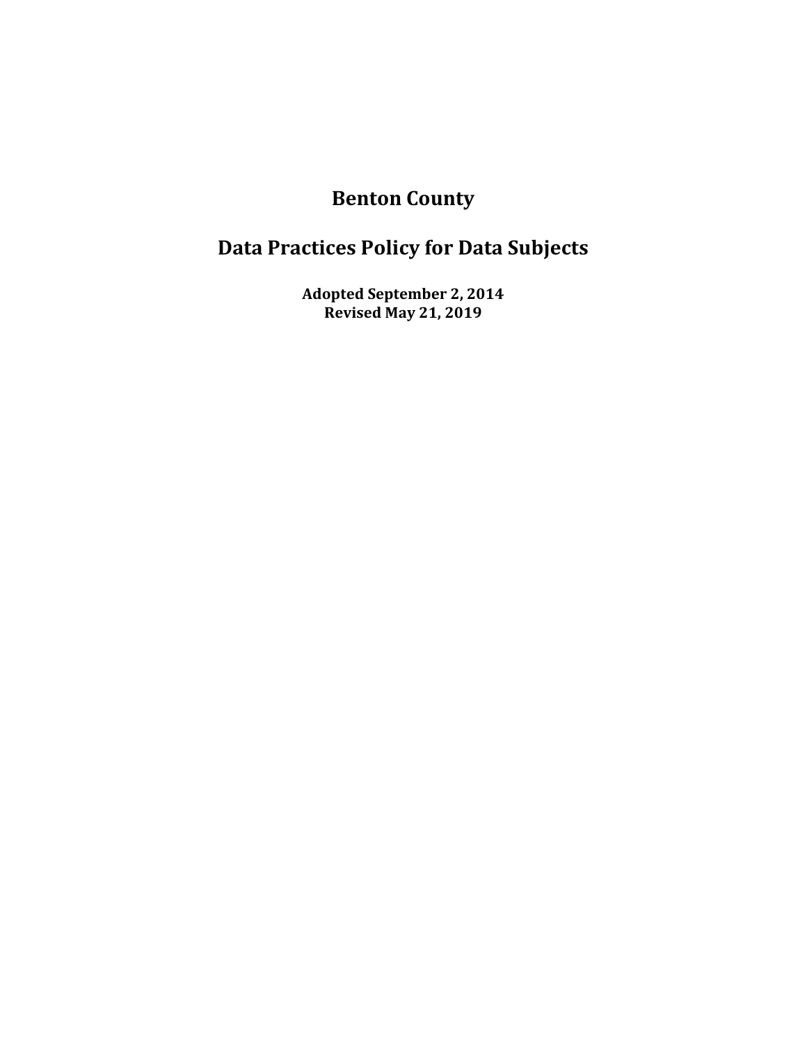# Benton County

# Data Practices Policy for Data Subjects

**Adopted September 2, 2014**
**Revised May 21, 2019**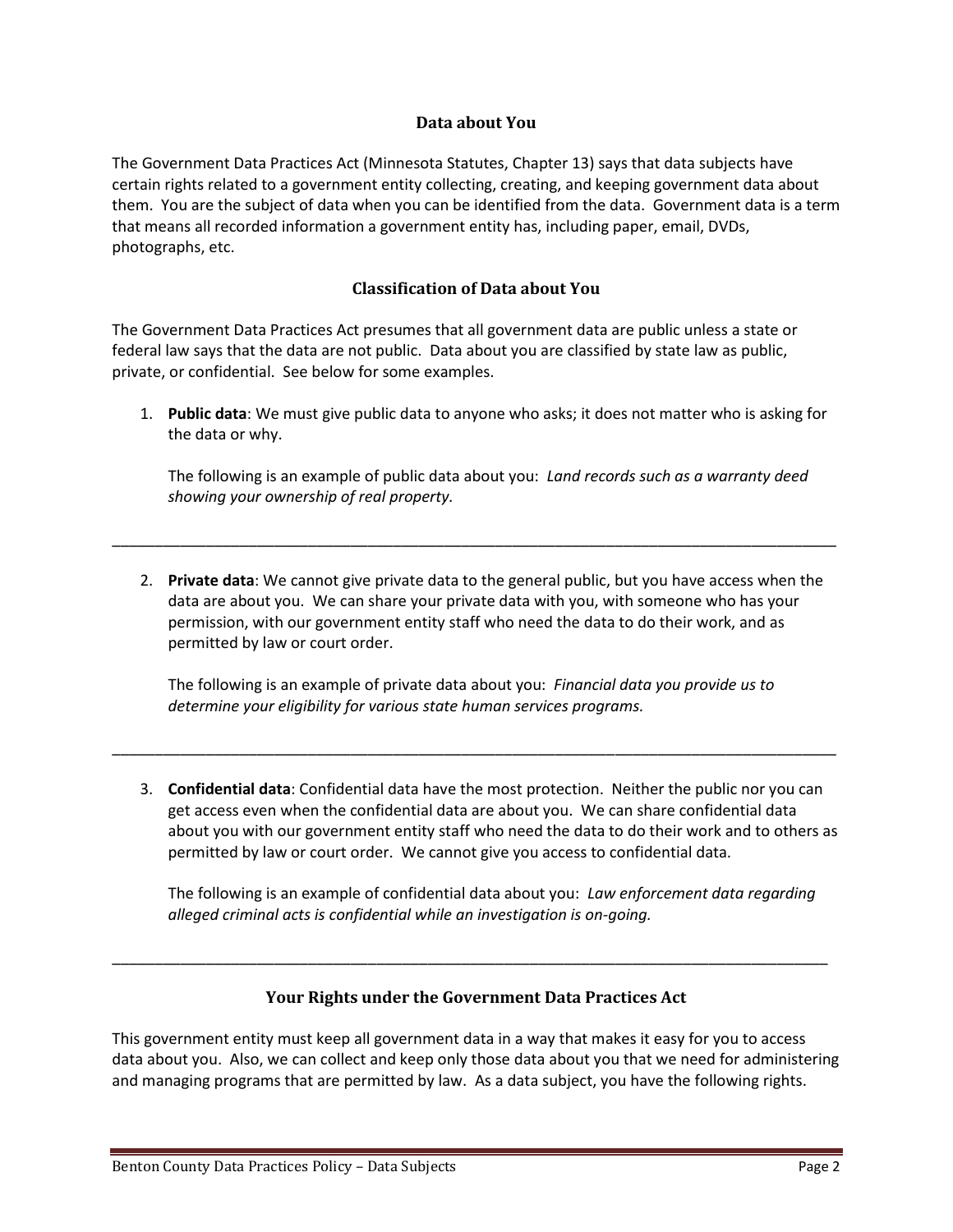## Data about You

The Government Data Practices Act (Minnesota Statutes, Chapter 13) says that data subjects have certain rights related to a government entity collecting, creating, and keeping government data about them. You are the subject of data when you can be identified from the data. Government data is a term that means all recorded information a government entity has, including paper, email, DVDs, photographs, etc.

## Classification of Data about You

The Government Data Practices Act presumes that all government data are public unless a state or federal law says that the data are not public. Data about you are classified by state law as public, private, or confidential. See below for some examples.

1. **Public data**: We must give public data to anyone who asks; it does not matter who is asking for the data or why.

   The following is an example of public data about you: *Land records such as a warranty deed showing your ownership of real property.*

---

2. **Private data**: We cannot give private data to the general public, but you have access when the data are about you. We can share your private data with you, with someone who has your permission, with our government entity staff who need the data to do their work, and as permitted by law or court order.

   The following is an example of private data about you: *Financial data you provide us to determine your eligibility for various state human services programs.*

---

3. **Confidential data**: Confidential data have the most protection. Neither the public nor you can get access even when the confidential data are about you. We can share confidential data about you with our government entity staff who need the data to do their work and to others as permitted by law or court order. We cannot give you access to confidential data.

   The following is an example of confidential data about you: *Law enforcement data regarding alleged criminal acts is confidential while an investigation is on-going.*

---

## Your Rights under the Government Data Practices Act

This government entity must keep all government data in a way that makes it easy for you to access data about you. Also, we can collect and keep only those data about you that we need for administering and managing programs that are permitted by law. As a data subject, you have the following rights.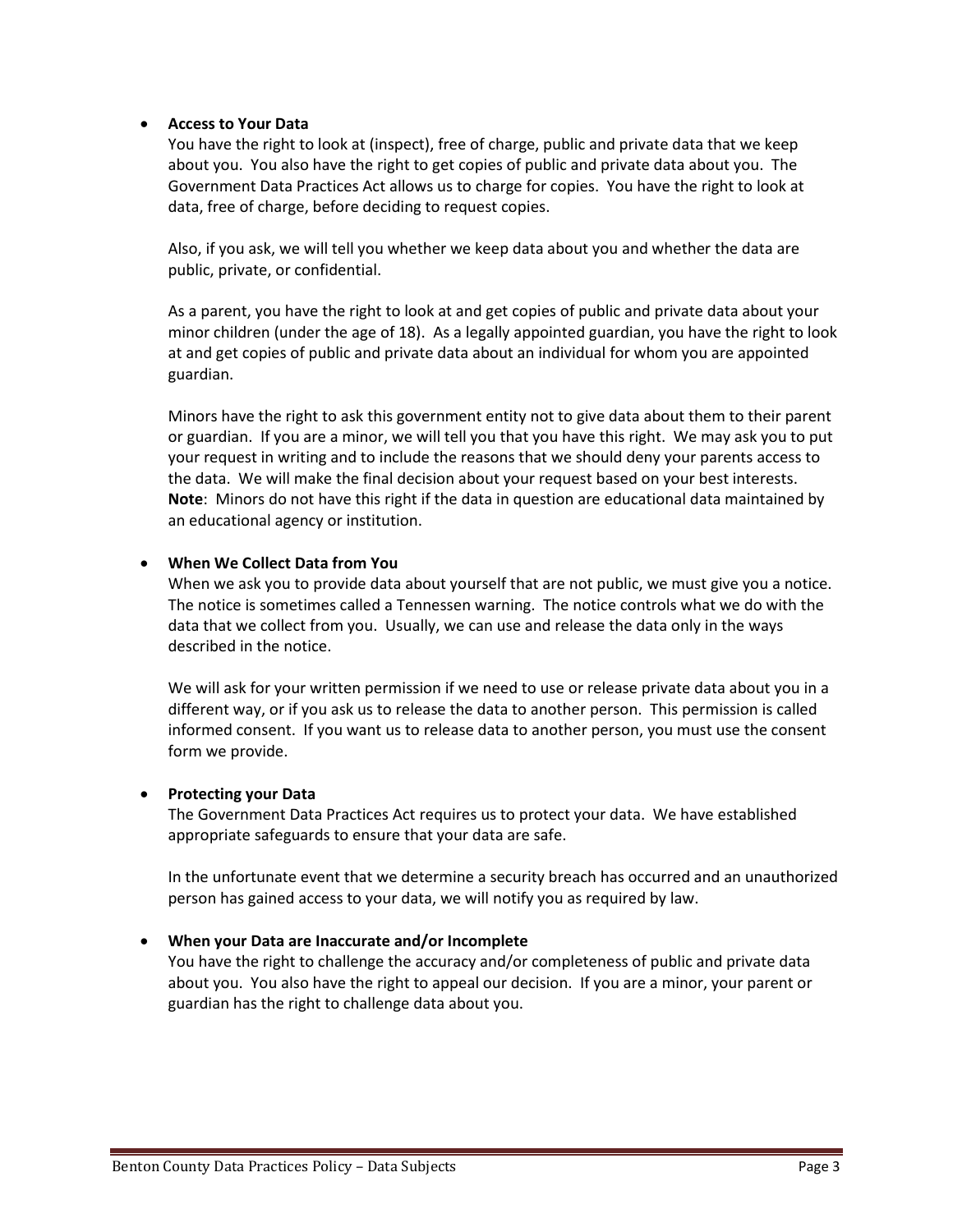- **Access to Your Data**

  You have the right to look at (inspect), free of charge, public and private data that we keep about you. You also have the right to get copies of public and private data about you. The Government Data Practices Act allows us to charge for copies. You have the right to look at data, free of charge, before deciding to request copies.

  Also, if you ask, we will tell you whether we keep data about you and whether the data are public, private, or confidential.

  As a parent, you have the right to look at and get copies of public and private data about your minor children (under the age of 18). As a legally appointed guardian, you have the right to look at and get copies of public and private data about an individual for whom you are appointed guardian.

  Minors have the right to ask this government entity not to give data about them to their parent or guardian. If you are a minor, we will tell you that you have this right. We may ask you to put your request in writing and to include the reasons that we should deny your parents access to the data. We will make the final decision about your request based on your best interests. **Note**: Minors do not have this right if the data in question are educational data maintained by an educational agency or institution.

- **When We Collect Data from You**

  When we ask you to provide data about yourself that are not public, we must give you a notice. The notice is sometimes called a Tennessen warning. The notice controls what we do with the data that we collect from you. Usually, we can use and release the data only in the ways described in the notice.

  We will ask for your written permission if we need to use or release private data about you in a different way, or if you ask us to release the data to another person. This permission is called informed consent. If you want us to release data to another person, you must use the consent form we provide.

- **Protecting your Data**

  The Government Data Practices Act requires us to protect your data. We have established appropriate safeguards to ensure that your data are safe.

  In the unfortunate event that we determine a security breach has occurred and an unauthorized person has gained access to your data, we will notify you as required by law.

- **When your Data are Inaccurate and/or Incomplete**

  You have the right to challenge the accuracy and/or completeness of public and private data about you. You also have the right to appeal our decision. If you are a minor, your parent or guardian has the right to challenge data about you.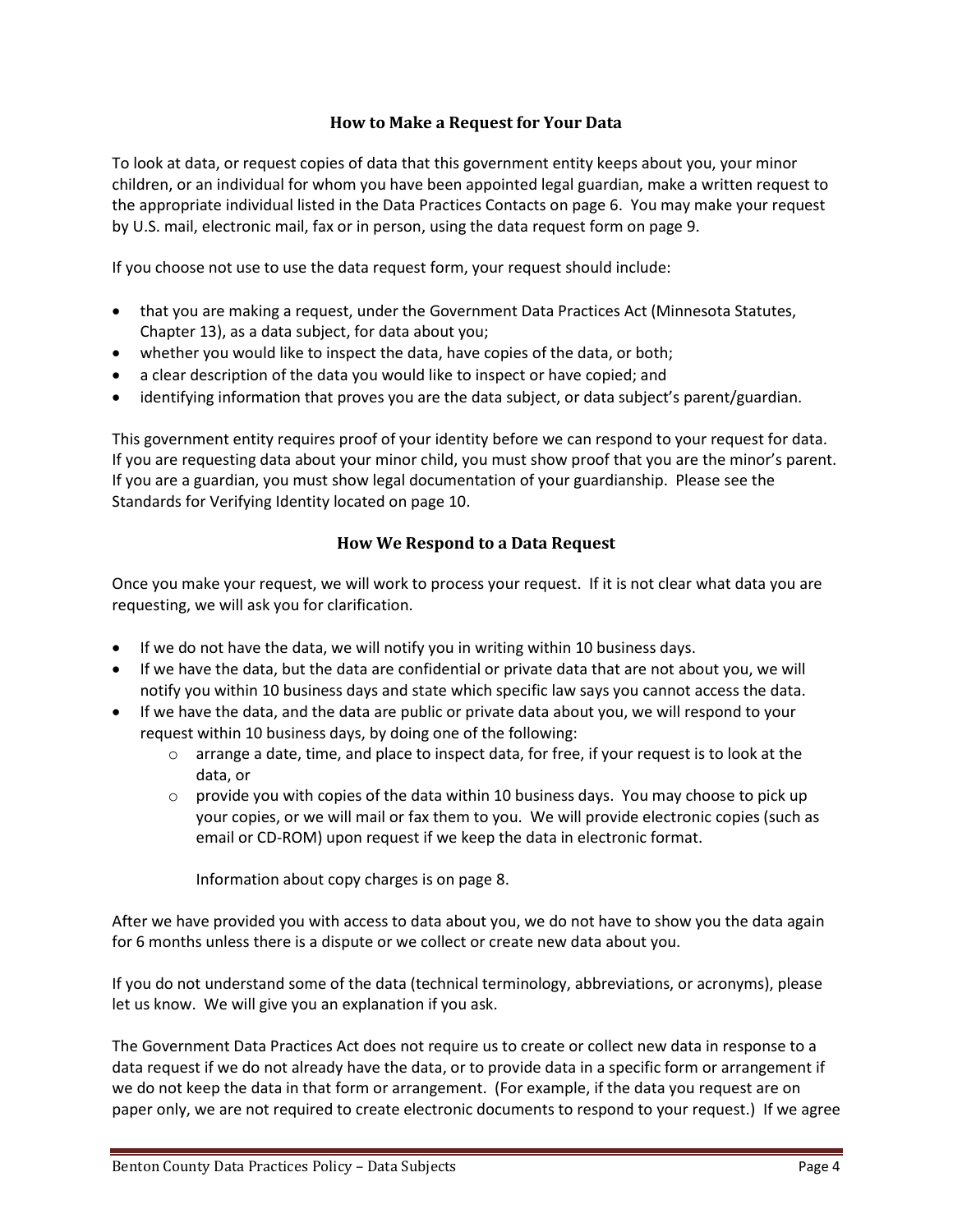## How to Make a Request for Your Data

To look at data, or request copies of data that this government entity keeps about you, your minor children, or an individual for whom you have been appointed legal guardian, make a written request to the appropriate individual listed in the Data Practices Contacts on page 6. You may make your request by U.S. mail, electronic mail, fax or in person, using the data request form on page 9.

If you choose not use to use the data request form, your request should include:

- that you are making a request, under the Government Data Practices Act (Minnesota Statutes, Chapter 13), as a data subject, for data about you;
- whether you would like to inspect the data, have copies of the data, or both;
- a clear description of the data you would like to inspect or have copied; and
- identifying information that proves you are the data subject, or data subject's parent/guardian.

This government entity requires proof of your identity before we can respond to your request for data. If you are requesting data about your minor child, you must show proof that you are the minor's parent. If you are a guardian, you must show legal documentation of your guardianship. Please see the Standards for Verifying Identity located on page 10.

## How We Respond to a Data Request

Once you make your request, we will work to process your request. If it is not clear what data you are requesting, we will ask you for clarification.

- If we do not have the data, we will notify you in writing within 10 business days.
- If we have the data, but the data are confidential or private data that are not about you, we will notify you within 10 business days and state which specific law says you cannot access the data.
- If we have the data, and the data are public or private data about you, we will respond to your request within 10 business days, by doing one of the following:
  - arrange a date, time, and place to inspect data, for free, if your request is to look at the data, or
  - provide you with copies of the data within 10 business days. You may choose to pick up your copies, or we will mail or fax them to you. We will provide electronic copies (such as email or CD-ROM) upon request if we keep the data in electronic format.

    Information about copy charges is on page 8.

After we have provided you with access to data about you, we do not have to show you the data again for 6 months unless there is a dispute or we collect or create new data about you.

If you do not understand some of the data (technical terminology, abbreviations, or acronyms), please let us know. We will give you an explanation if you ask.

The Government Data Practices Act does not require us to create or collect new data in response to a data request if we do not already have the data, or to provide data in a specific form or arrangement if we do not keep the data in that form or arrangement. (For example, if the data you request are on paper only, we are not required to create electronic documents to respond to your request.) If we agree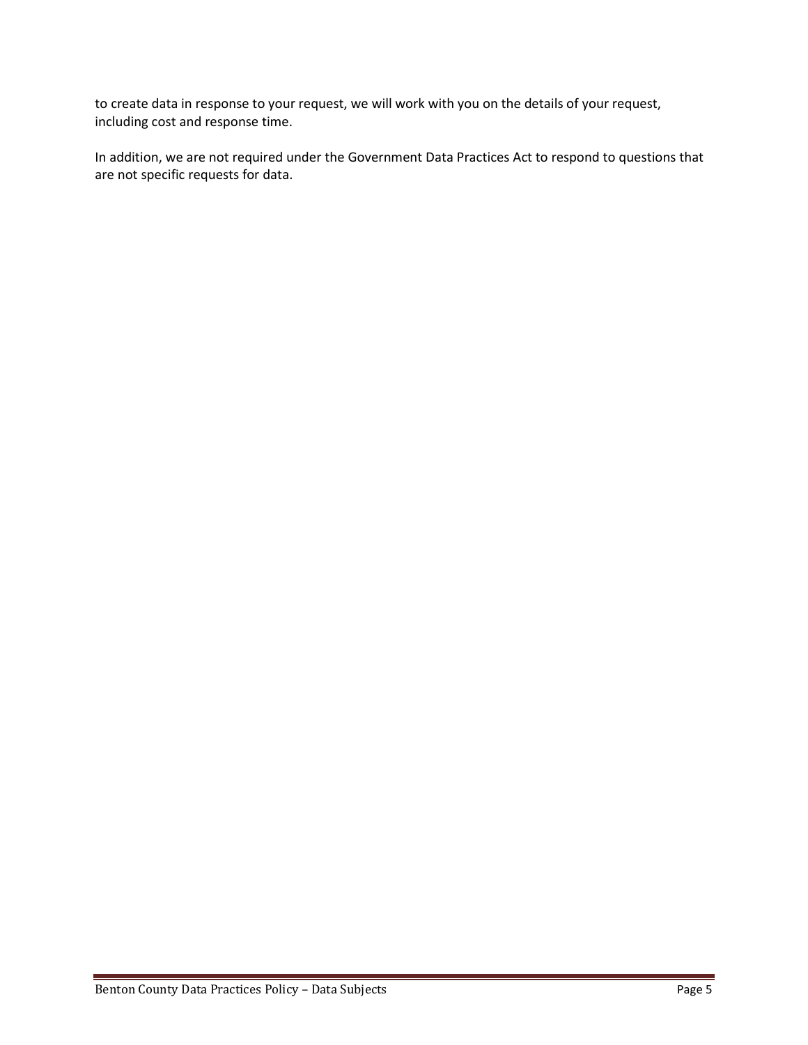to create data in response to your request, we will work with you on the details of your request, including cost and response time.

In addition, we are not required under the Government Data Practices Act to respond to questions that are not specific requests for data.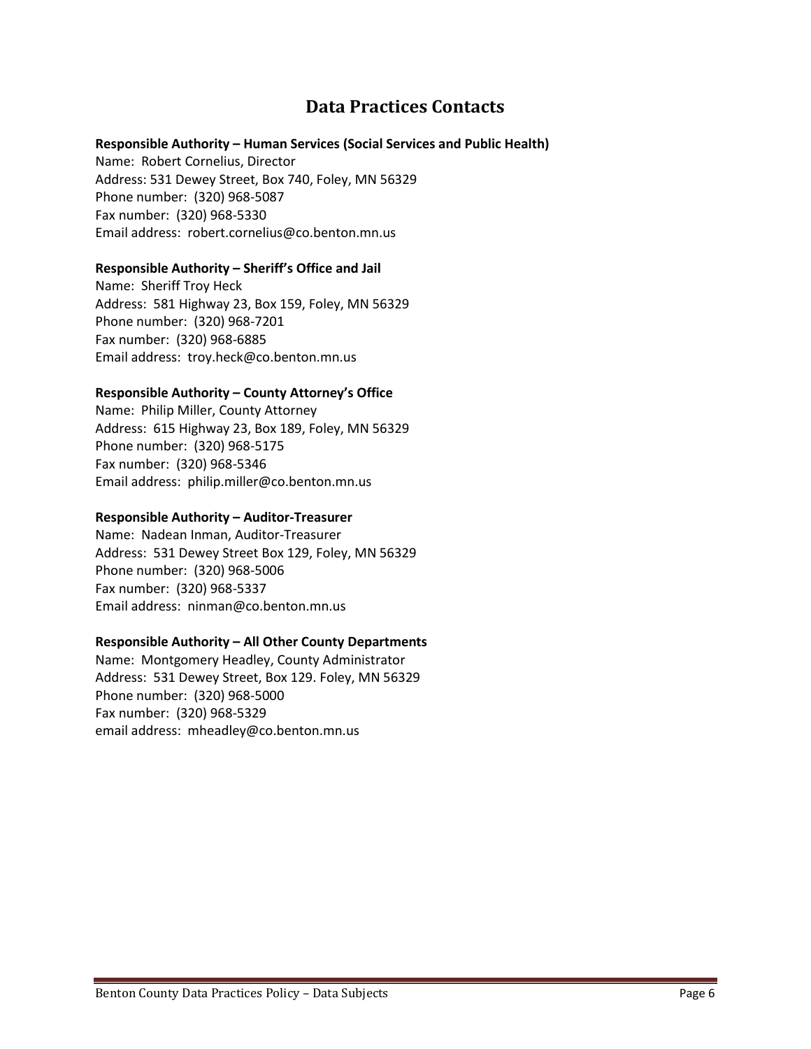# Data Practices Contacts

**Responsible Authority – Human Services (Social Services and Public Health)**
Name: Robert Cornelius, Director
Address: 531 Dewey Street, Box 740, Foley, MN 56329
Phone number: (320) 968-5087
Fax number: (320) 968-5330
Email address: robert.cornelius@co.benton.mn.us

**Responsible Authority – Sheriff's Office and Jail**
Name: Sheriff Troy Heck
Address: 581 Highway 23, Box 159, Foley, MN 56329
Phone number: (320) 968-7201
Fax number: (320) 968-6885
Email address: troy.heck@co.benton.mn.us

**Responsible Authority – County Attorney's Office**
Name: Philip Miller, County Attorney
Address: 615 Highway 23, Box 189, Foley, MN 56329
Phone number: (320) 968-5175
Fax number: (320) 968-5346
Email address: philip.miller@co.benton.mn.us

**Responsible Authority – Auditor-Treasurer**
Name: Nadean Inman, Auditor-Treasurer
Address: 531 Dewey Street Box 129, Foley, MN 56329
Phone number: (320) 968-5006
Fax number: (320) 968-5337
Email address: ninman@co.benton.mn.us

**Responsible Authority – All Other County Departments**
Name: Montgomery Headley, County Administrator
Address: 531 Dewey Street, Box 129. Foley, MN 56329
Phone number: (320) 968-5000
Fax number: (320) 968-5329
email address: mheadley@co.benton.mn.us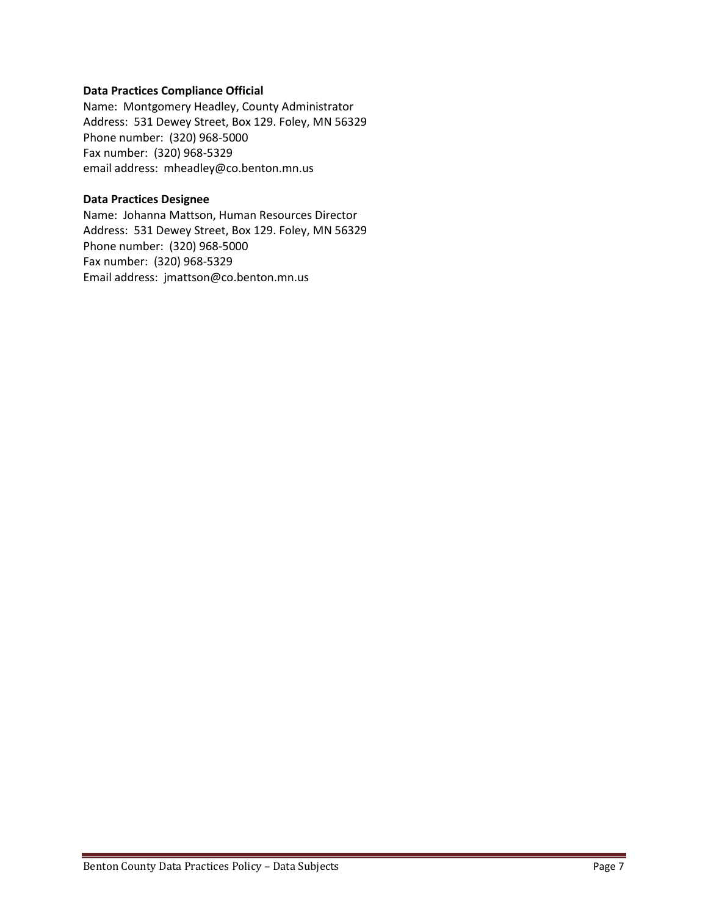**Data Practices Compliance Official**

Name: Montgomery Headley, County Administrator
Address: 531 Dewey Street, Box 129. Foley, MN 56329
Phone number: (320) 968-5000
Fax number: (320) 968-5329
email address: mheadley@co.benton.mn.us

**Data Practices Designee**

Name: Johanna Mattson, Human Resources Director
Address: 531 Dewey Street, Box 129. Foley, MN 56329
Phone number: (320) 968-5000
Fax number: (320) 968-5329
Email address: jmattson@co.benton.mn.us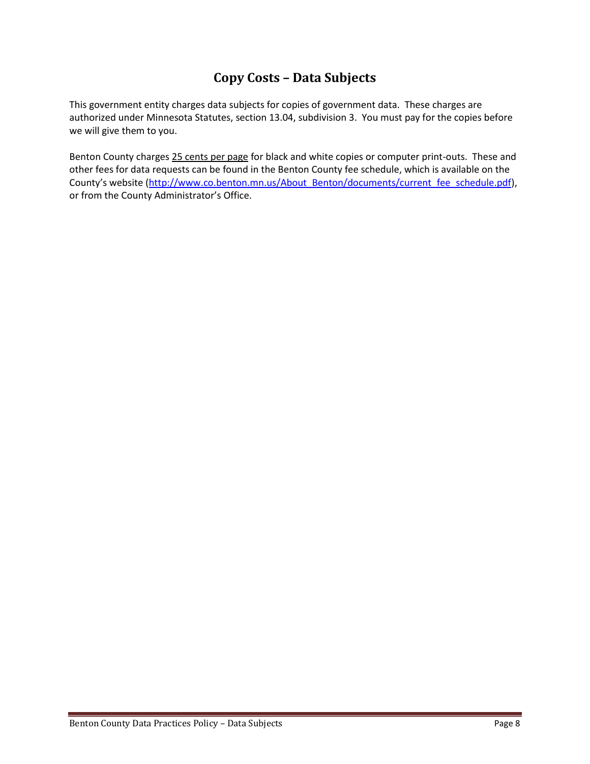# Copy Costs – Data Subjects

This government entity charges data subjects for copies of government data. These charges are authorized under Minnesota Statutes, section 13.04, subdivision 3. You must pay for the copies before we will give them to you.

Benton County charges 25 cents per page for black and white copies or computer print-outs. These and other fees for data requests can be found in the Benton County fee schedule, which is available on the County's website (http://www.co.benton.mn.us/About_Benton/documents/current_fee_schedule.pdf), or from the County Administrator's Office.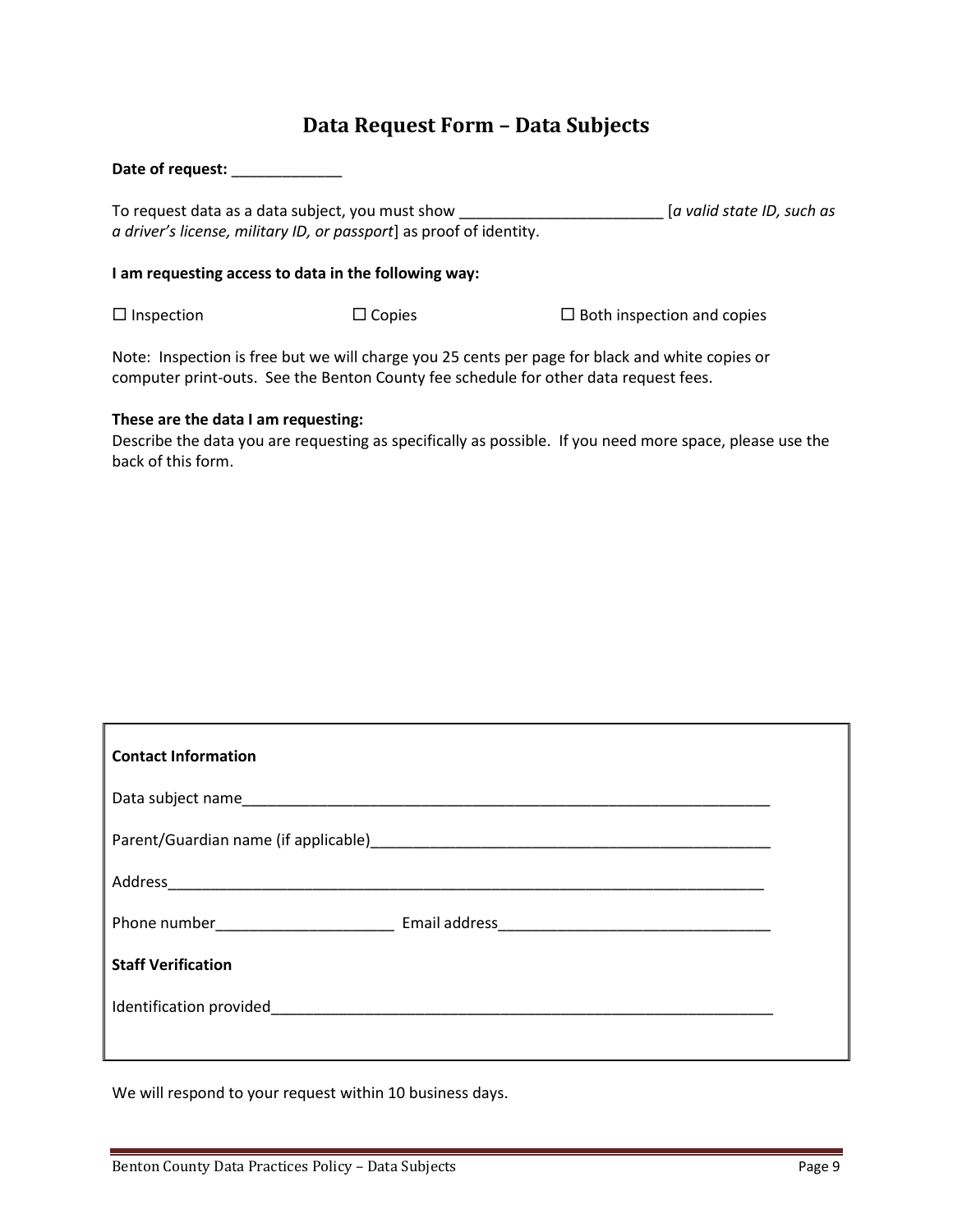# Data Request Form – Data Subjects

**Date of request:** _____________

To request data as a data subject, you must show ________________________ [*a valid state ID, such as a driver's license, military ID, or passport*] as proof of identity.

**I am requesting access to data in the following way:**

☐ Inspection ☐ Copies ☐ Both inspection and copies

Note: Inspection is free but we will charge you 25 cents per page for black and white copies or computer print-outs. See the Benton County fee schedule for other data request fees.

**These are the data I am requesting:**

Describe the data you are requesting as specifically as possible. If you need more space, please use the back of this form.

**Contact Information**

Data subject name_________________________________________________________________

Parent/Guardian name (if applicable)_________________________________________________

Address__________________________________________________________________________

Phone number_____________________ Email address________________________________

**Staff Verification**

Identification provided______________________________________________________________

We will respond to your request within 10 business days.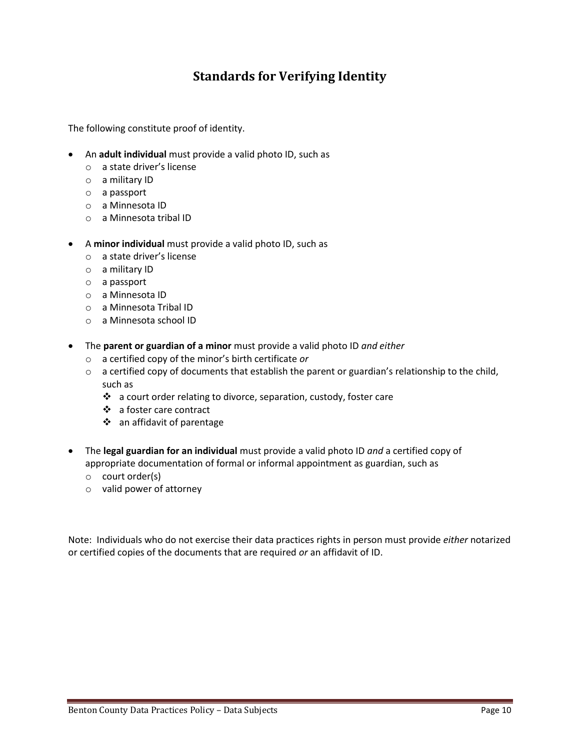# Standards for Verifying Identity

The following constitute proof of identity.

- An **adult individual** must provide a valid photo ID, such as
  - a state driver's license
  - a military ID
  - a passport
  - a Minnesota ID
  - a Minnesota tribal ID

- A **minor individual** must provide a valid photo ID, such as
  - a state driver's license
  - a military ID
  - a passport
  - a Minnesota ID
  - a Minnesota Tribal ID
  - a Minnesota school ID

- The **parent or guardian of a minor** must provide a valid photo ID *and either*
  - a certified copy of the minor's birth certificate *or*
  - a certified copy of documents that establish the parent or guardian's relationship to the child, such as
    - a court order relating to divorce, separation, custody, foster care
    - a foster care contract
    - an affidavit of parentage

- The **legal guardian for an individual** must provide a valid photo ID *and* a certified copy of appropriate documentation of formal or informal appointment as guardian, such as
  - court order(s)
  - valid power of attorney

Note: Individuals who do not exercise their data practices rights in person must provide *either* notarized or certified copies of the documents that are required *or* an affidavit of ID.